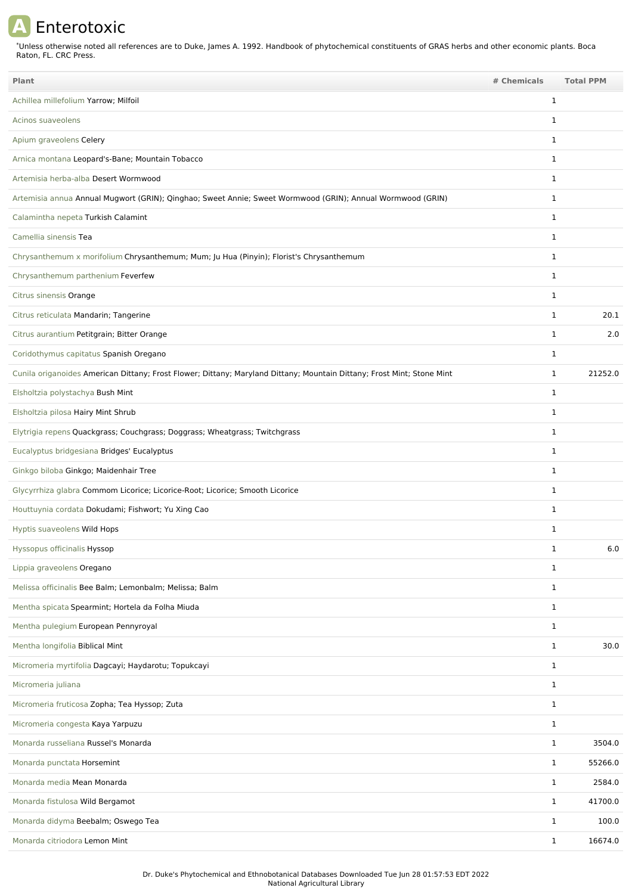# A Enterotoxic

*Unless otherwise noted all references are to Duke, James A. 1992. Handbook of phytochemical constituents of GRAS herbs and other economic plants. Boca Raton, FL. CRC Press.

| Plant | # Chemicals | Total PPM |
|---|---|---|
| Achillea millefolium Yarrow; Milfoil | 1 | |
| Acinos suaveolens | 1 | |
| Apium graveolens Celery | 1 | |
| Arnica montana Leopard's-Bane; Mountain Tobacco | 1 | |
| Artemisia herba-alba Desert Wormwood | 1 | |
| Artemisia annua Annual Mugwort (GRIN); Qinghao; Sweet Annie; Sweet Wormwood (GRIN); Annual Wormwood (GRIN) | 1 | |
| Calamintha nepeta Turkish Calamint | 1 | |
| Camellia sinensis Tea | 1 | |
| Chrysanthemum x morifolium Chrysanthemum; Mum; Ju Hua (Pinyin); Florist's Chrysanthemum | 1 | |
| Chrysanthemum parthenium Feverfew | 1 | |
| Citrus sinensis Orange | 1 | |
| Citrus reticulata Mandarin; Tangerine | 1 | 20.1 |
| Citrus aurantium Petitgrain; Bitter Orange | 1 | 2.0 |
| Coridothymus capitatus Spanish Oregano | 1 | |
| Cunila origanoides American Dittany; Frost Flower; Dittany; Maryland Dittany; Mountain Dittany; Frost Mint; Stone Mint | 1 | 21252.0 |
| Elsholtzia polystachya Bush Mint | 1 | |
| Elsholtzia pilosa Hairy Mint Shrub | 1 | |
| Elytrigia repens Quackgrass; Couchgrass; Doggrass; Wheatgrass; Twitchgrass | 1 | |
| Eucalyptus bridgesiana Bridges' Eucalyptus | 1 | |
| Ginkgo biloba Ginkgo; Maidenhair Tree | 1 | |
| Glycyrrhiza glabra Commom Licorice; Licorice-Root; Licorice; Smooth Licorice | 1 | |
| Houttuynia cordata Dokudami; Fishwort; Yu Xing Cao | 1 | |
| Hyptis suaveolens Wild Hops | 1 | |
| Hyssopus officinalis Hyssop | 1 | 6.0 |
| Lippia graveolens Oregano | 1 | |
| Melissa officinalis Bee Balm; Lemonbalm; Melissa; Balm | 1 | |
| Mentha spicata Spearmint; Hortela da Folha Miuda | 1 | |
| Mentha pulegium European Pennyroyal | 1 | |
| Mentha longifolia Biblical Mint | 1 | 30.0 |
| Micromeria myrtifolia Dagcayi; Haydarotu; Topukcayi | 1 | |
| Micromeria juliana | 1 | |
| Micromeria fruticosa Zopha; Tea Hyssop; Zuta | 1 | |
| Micromeria congesta Kaya Yarpuzu | 1 | |
| Monarda russeliana Russel's Monarda | 1 | 3504.0 |
| Monarda punctata Horsemint | 1 | 55266.0 |
| Monarda media Mean Monarda | 1 | 2584.0 |
| Monarda fistulosa Wild Bergamot | 1 | 41700.0 |
| Monarda didyma Beebalm; Oswego Tea | 1 | 100.0 |
| Monarda citriodora Lemon Mint | 1 | 16674.0 |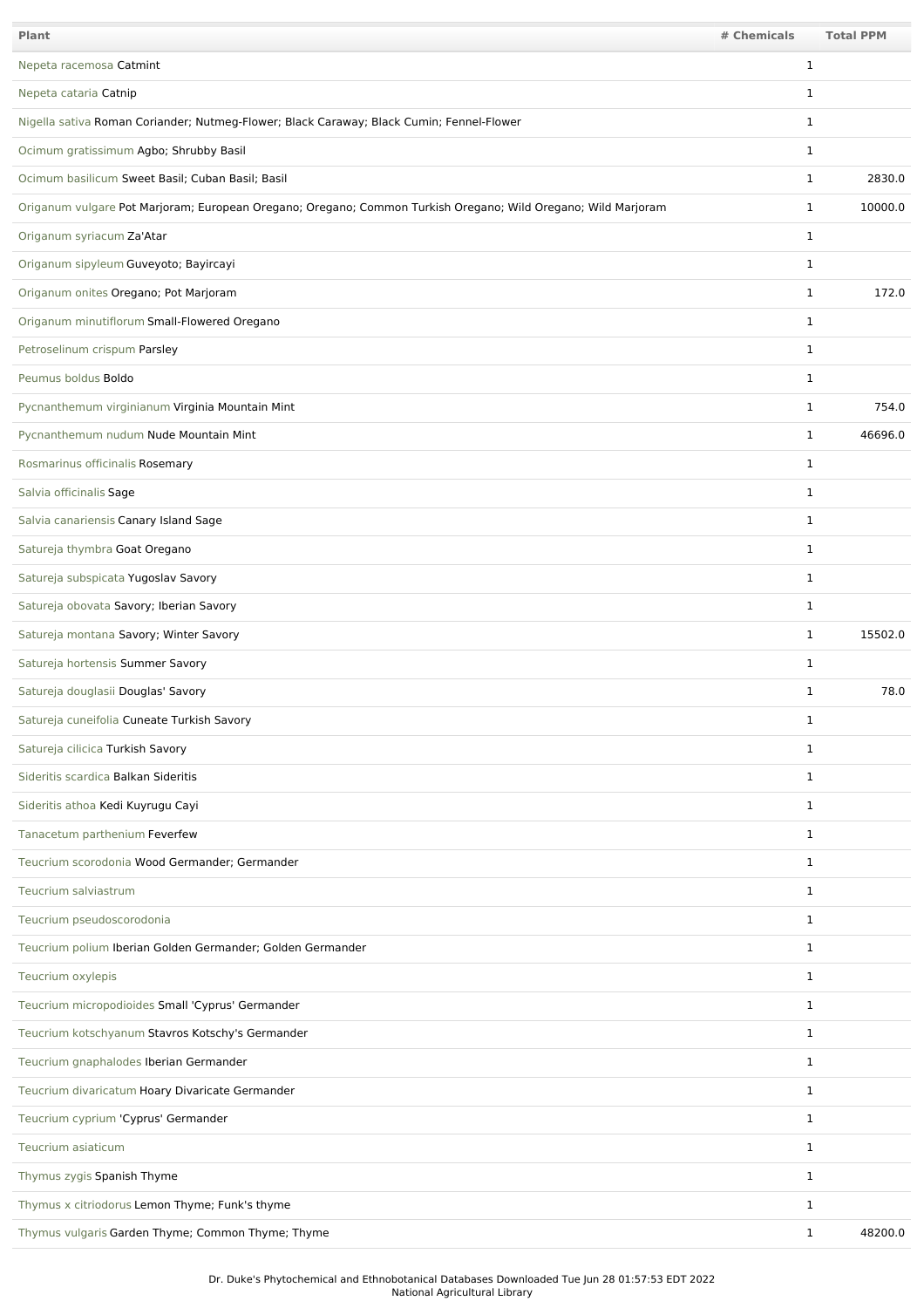| Plant | # Chemicals | Total PPM |
|---|---|---|
| Nepeta racemosa Catmint | 1 | |
| Nepeta cataria Catnip | 1 | |
| Nigella sativa Roman Coriander; Nutmeg-Flower; Black Caraway; Black Cumin; Fennel-Flower | 1 | |
| Ocimum gratissimum Agbo; Shrubby Basil | 1 | |
| Ocimum basilicum Sweet Basil; Cuban Basil; Basil | 1 | 2830.0 |
| Origanum vulgare Pot Marjoram; European Oregano; Oregano; Common Turkish Oregano; Wild Oregano; Wild Marjoram | 1 | 10000.0 |
| Origanum syriacum Za'Atar | 1 | |
| Origanum sipyleum Guveyoto; Bayircayi | 1 | |
| Origanum onites Oregano; Pot Marjoram | 1 | 172.0 |
| Origanum minutiflorum Small-Flowered Oregano | 1 | |
| Petroselinum crispum Parsley | 1 | |
| Peumus boldus Boldo | 1 | |
| Pycnanthemum virginianum Virginia Mountain Mint | 1 | 754.0 |
| Pycnanthemum nudum Nude Mountain Mint | 1 | 46696.0 |
| Rosmarinus officinalis Rosemary | 1 | |
| Salvia officinalis Sage | 1 | |
| Salvia canariensis Canary Island Sage | 1 | |
| Satureja thymbra Goat Oregano | 1 | |
| Satureja subspicata Yugoslav Savory | 1 | |
| Satureja obovata Savory; Iberian Savory | 1 | |
| Satureja montana Savory; Winter Savory | 1 | 15502.0 |
| Satureja hortensis Summer Savory | 1 | |
| Satureja douglasii Douglas' Savory | 1 | 78.0 |
| Satureja cuneifolia Cuneate Turkish Savory | 1 | |
| Satureja cilicica Turkish Savory | 1 | |
| Sideritis scardica Balkan Sideritis | 1 | |
| Sideritis athoa Kedi Kuyrugu Cayi | 1 | |
| Tanacetum parthenium Feverfew | 1 | |
| Teucrium scorodonia Wood Germander; Germander | 1 | |
| Teucrium salviastrum | 1 | |
| Teucrium pseudoscorodonia | 1 | |
| Teucrium polium Iberian Golden Germander; Golden Germander | 1 | |
| Teucrium oxylepis | 1 | |
| Teucrium micropodioides Small 'Cyprus' Germander | 1 | |
| Teucrium kotschyanum Stavros Kotschy's Germander | 1 | |
| Teucrium gnaphalodes Iberian Germander | 1 | |
| Teucrium divaricatum Hoary Divaricate Germander | 1 | |
| Teucrium cyprium 'Cyprus' Germander | 1 | |
| Teucrium asiaticum | 1 | |
| Thymus zygis Spanish Thyme | 1 | |
| Thymus x citriodorus Lemon Thyme; Funk's thyme | 1 | |
| Thymus vulgaris Garden Thyme; Common Thyme; Thyme | 1 | 48200.0 |

Dr. Duke's Phytochemical and Ethnobotanical Databases Downloaded Tue Jun 28 01:57:53 EDT 2022
National Agricultural Library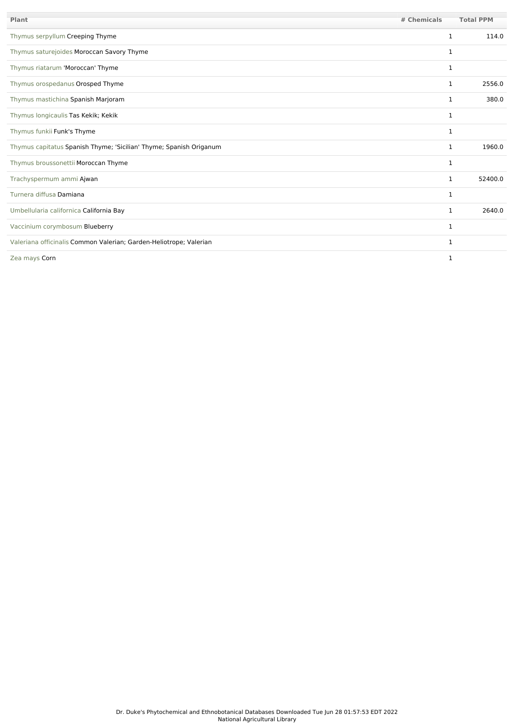| Plant | # Chemicals | Total PPM |
|---|---|---|
| Thymus serpyllum Creeping Thyme | 1 | 114.0 |
| Thymus saturejoides Moroccan Savory Thyme | 1 | |
| Thymus riatarum 'Moroccan' Thyme | 1 | |
| Thymus orospedanus Orosped Thyme | 1 | 2556.0 |
| Thymus mastichina Spanish Marjoram | 1 | 380.0 |
| Thymus longicaulis Tas Kekik; Kekik | 1 | |
| Thymus funkii Funk's Thyme | 1 | |
| Thymus capitatus Spanish Thyme; 'Sicilian' Thyme; Spanish Origanum | 1 | 1960.0 |
| Thymus broussonettii Moroccan Thyme | 1 | |
| Trachyspermum ammi Ajwan | 1 | 52400.0 |
| Turnera diffusa Damiana | 1 | |
| Umbellularia californica California Bay | 1 | 2640.0 |
| Vaccinium corymbosum Blueberry | 1 | |
| Valeriana officinalis Common Valerian; Garden-Heliotrope; Valerian | 1 | |
| Zea mays Corn | 1 | |

Dr. Duke's Phytochemical and Ethnobotanical Databases Downloaded Tue Jun 28 01:57:53 EDT 2022
National Agricultural Library